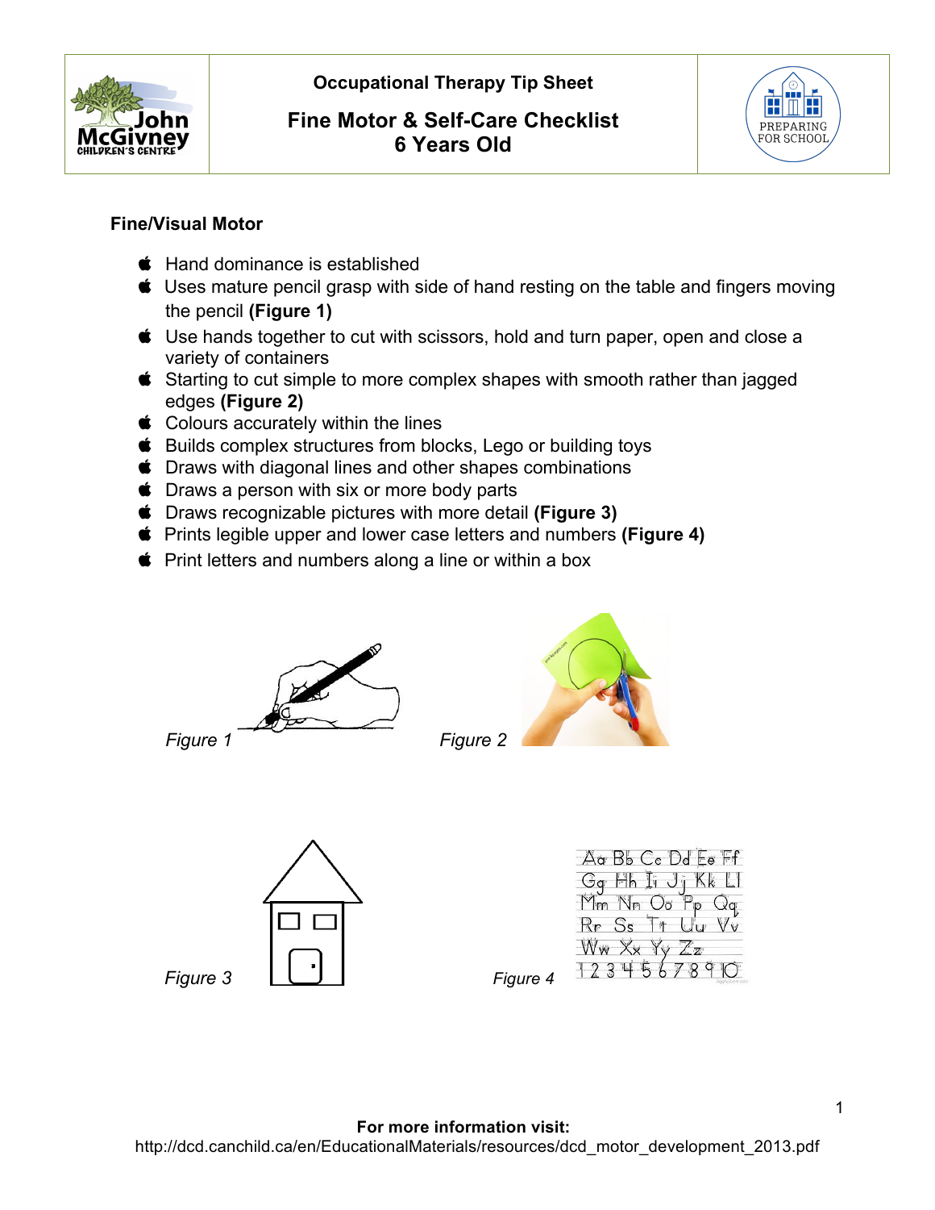# Occupational Therapy Tip Sheet

## Fine Motor & Self-Care Checklist
## 6 Years Old

### Fine/Visual Motor

- Hand dominance is established
- Uses mature pencil grasp with side of hand resting on the table and fingers moving the pencil **(Figure 1)**
- Use hands together to cut with scissors, hold and turn paper, open and close a variety of containers
- Starting to cut simple to more complex shapes with smooth rather than jagged edges **(Figure 2)**
- Colours accurately within the lines
- Builds complex structures from blocks, Lego or building toys
- Draws with diagonal lines and other shapes combinations
- Draws a person with six or more body parts
- Draws recognizable pictures with more detail **(Figure 3)**
- Prints legible upper and lower case letters and numbers **(Figure 4)**
- Print letters and numbers along a line or within a box

*Figure 1*

*Figure 2*

*Figure 3*

*Figure 4*

**For more information visit:**
http://dcd.canchild.ca/en/EducationalMaterials/resources/dcd_motor_development_2013.pdf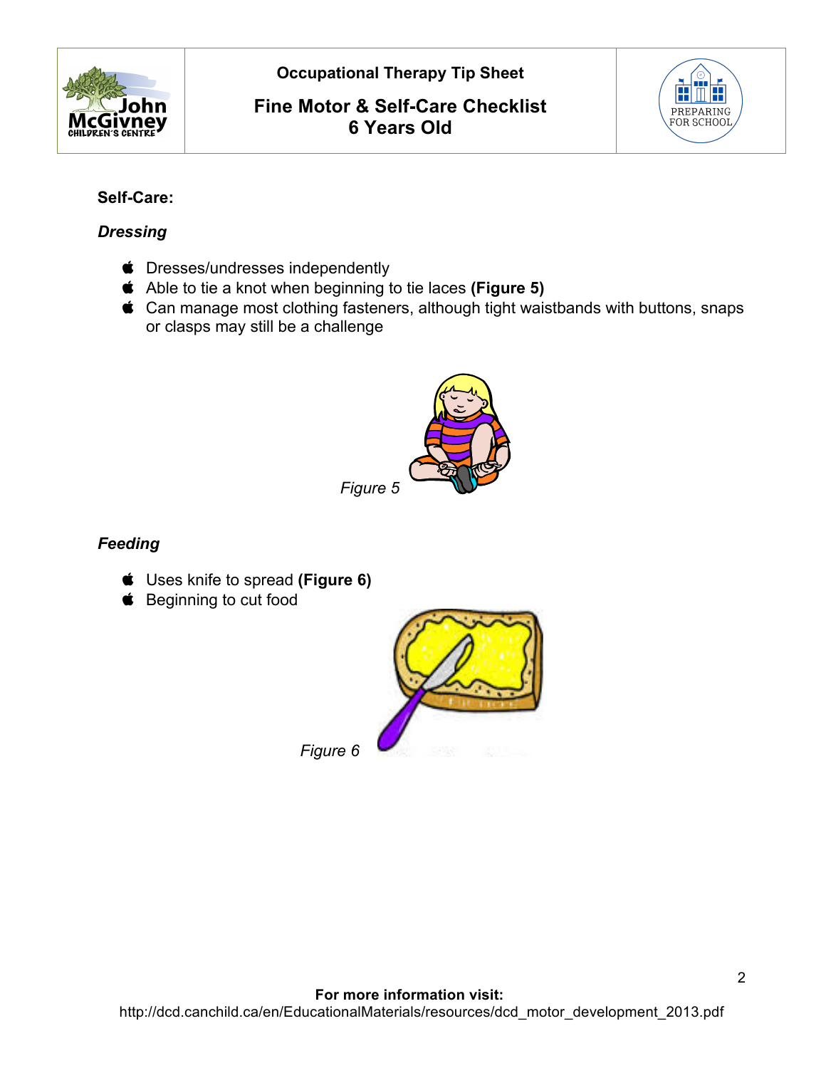**Self-Care:**

***Dressing***

- Dresses/undresses independently
- Able to tie a knot when beginning to tie laces **(Figure 5)**
- Can manage most clothing fasteners, although tight waistbands with buttons, snaps or clasps may still be a challenge

*Figure 5*

***Feeding***

- Uses knife to spread **(Figure 6)**
- Beginning to cut food

*Figure 6*

**For more information visit:**
http://dcd.canchild.ca/en/EducationalMaterials/resources/dcd_motor_development_2013.pdf